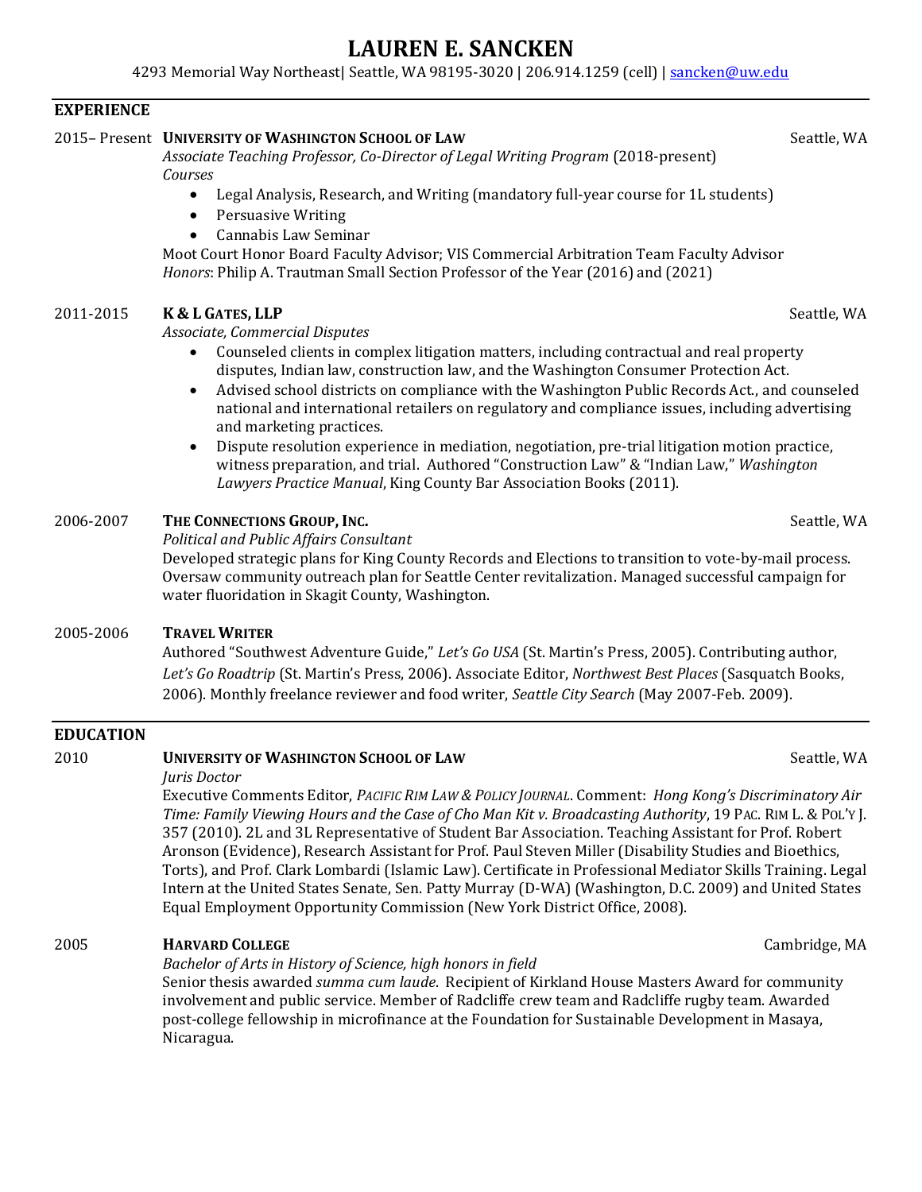# LAUREN E. SANCKEN

4293 Memorial Way Northeast| Seattle, WA 98195-3020 | 206.914.1259 (cell) | sancken@uw.edu

## EXPERIENCE

2015– Present **UNIVERSITY OF WASHINGTON SCHOOL OF LAW** Seattle, WA

*Associate Teaching Professor, Co-Director of Legal Writing Program* (2018-present)

*Courses*

- Legal Analysis, Research, and Writing (mandatory full-year course for 1L students)
- Persuasive Writing
- Cannabis Law Seminar

Moot Court Honor Board Faculty Advisor; VIS Commercial Arbitration Team Faculty Advisor

*Honors*: Philip A. Trautman Small Section Professor of the Year (2016) and (2021)

2011-2015 **K & L GATES, LLP** Seattle, WA

*Associate, Commercial Disputes*

- Counseled clients in complex litigation matters, including contractual and real property disputes, Indian law, construction law, and the Washington Consumer Protection Act.
- Advised school districts on compliance with the Washington Public Records Act., and counseled national and international retailers on regulatory and compliance issues, including advertising and marketing practices.
- Dispute resolution experience in mediation, negotiation, pre-trial litigation motion practice, witness preparation, and trial. Authored "Construction Law" & "Indian Law," *Washington Lawyers Practice Manual*, King County Bar Association Books (2011).

2006-2007 **THE CONNECTIONS GROUP, INC.** Seattle, WA

*Political and Public Affairs Consultant*

Developed strategic plans for King County Records and Elections to transition to vote-by-mail process. Oversaw community outreach plan for Seattle Center revitalization. Managed successful campaign for water fluoridation in Skagit County, Washington.

2005-2006 **TRAVEL WRITER**

Authored "Southwest Adventure Guide," *Let's Go USA* (St. Martin's Press, 2005). Contributing author, *Let's Go Roadtrip* (St. Martin's Press, 2006). Associate Editor, *Northwest Best Places* (Sasquatch Books, 2006). Monthly freelance reviewer and food writer, *Seattle City Search* (May 2007-Feb. 2009).

## EDUCATION

2010 **UNIVERSITY OF WASHINGTON SCHOOL OF LAW** Seattle, WA

*Juris Doctor*

Executive Comments Editor, *PACIFIC RIM LAW & POLICY JOURNAL*. Comment: *Hong Kong's Discriminatory Air Time: Family Viewing Hours and the Case of Cho Man Kit v. Broadcasting Authority*, 19 PAC. RIM L. & POL'Y J. 357 (2010). 2L and 3L Representative of Student Bar Association. Teaching Assistant for Prof. Robert Aronson (Evidence), Research Assistant for Prof. Paul Steven Miller (Disability Studies and Bioethics, Torts), and Prof. Clark Lombardi (Islamic Law). Certificate in Professional Mediator Skills Training. Legal Intern at the United States Senate, Sen. Patty Murray (D-WA) (Washington, D.C. 2009) and United States Equal Employment Opportunity Commission (New York District Office, 2008).

2005 **HARVARD COLLEGE** Cambridge, MA

*Bachelor of Arts in History of Science, high honors in field*

Senior thesis awarded *summa cum laude*. Recipient of Kirkland House Masters Award for community involvement and public service. Member of Radcliffe crew team and Radcliffe rugby team. Awarded post-college fellowship in microfinance at the Foundation for Sustainable Development in Masaya, Nicaragua.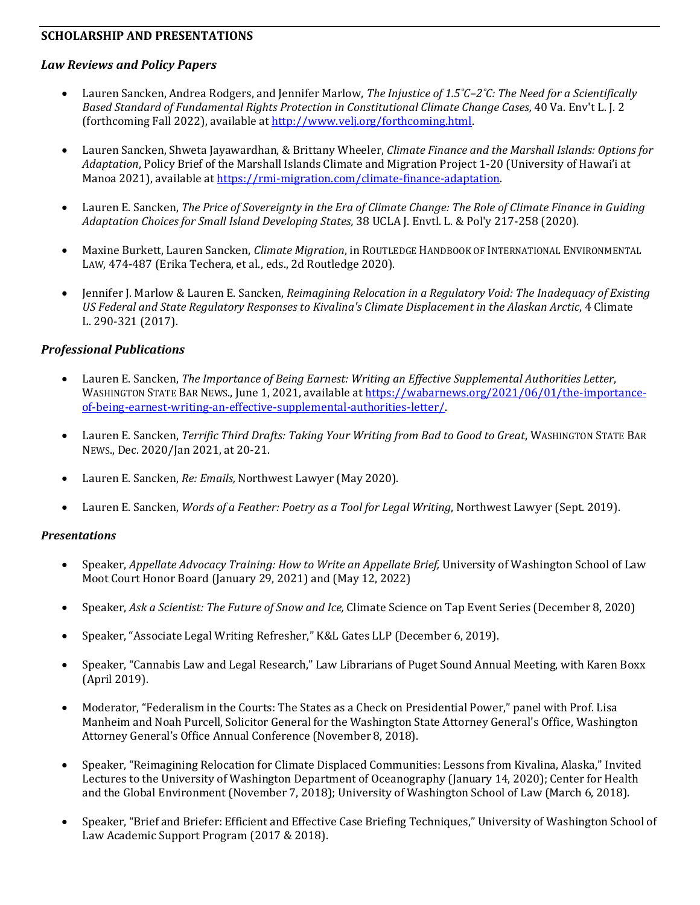## SCHOLARSHIP AND PRESENTATIONS

### *Law Reviews and Policy Papers*

- Lauren Sancken, Andrea Rodgers, and Jennifer Marlow, *The Injustice of 1.5˚C–2˚C: The Need for a Scientifically Based Standard of Fundamental Rights Protection in Constitutional Climate Change Cases,* 40 Va. Env't L. J. 2 (forthcoming Fall 2022), available at http://www.velj.org/forthcoming.html.

- Lauren Sancken, Shweta Jayawardhan, & Brittany Wheeler, *Climate Finance and the Marshall Islands: Options for Adaptation*, Policy Brief of the Marshall Islands Climate and Migration Project 1-20 (University of Hawai'i at Manoa 2021), available at https://rmi-migration.com/climate-finance-adaptation.

- Lauren E. Sancken, *The Price of Sovereignty in the Era of Climate Change: The Role of Climate Finance in Guiding Adaptation Choices for Small Island Developing States,* 38 UCLA J. Envtl. L. & Pol'y 217-258 (2020).

- Maxine Burkett, Lauren Sancken, *Climate Migration*, in ROUTLEDGE HANDBOOK OF INTERNATIONAL ENVIRONMENTAL LAW, 474-487 (Erika Techera, et al., eds., 2d Routledge 2020).

- Jennifer J. Marlow & Lauren E. Sancken, *Reimagining Relocation in a Regulatory Void: The Inadequacy of Existing US Federal and State Regulatory Responses to Kivalina's Climate Displacement in the Alaskan Arctic*, 4 Climate L. 290-321 (2017).

### *Professional Publications*

- Lauren E. Sancken, *The Importance of Being Earnest: Writing an Effective Supplemental Authorities Letter*, WASHINGTON STATE BAR NEWS., June 1, 2021, available at https://wabarnews.org/2021/06/01/the-importance-of-being-earnest-writing-an-effective-supplemental-authorities-letter/.

- Lauren E. Sancken, *Terrific Third Drafts: Taking Your Writing from Bad to Good to Great*, WASHINGTON STATE BAR NEWS., Dec. 2020/Jan 2021, at 20-21.

- Lauren E. Sancken, *Re: Emails,* Northwest Lawyer (May 2020).

- Lauren E. Sancken, *Words of a Feather: Poetry as a Tool for Legal Writing*, Northwest Lawyer (Sept. 2019).

### *Presentations*

- Speaker, *Appellate Advocacy Training: How to Write an Appellate Brief,* University of Washington School of Law Moot Court Honor Board (January 29, 2021) and (May 12, 2022)

- Speaker, *Ask a Scientist: The Future of Snow and Ice,* Climate Science on Tap Event Series (December 8, 2020)

- Speaker, "Associate Legal Writing Refresher," K&L Gates LLP (December 6, 2019).

- Speaker, "Cannabis Law and Legal Research," Law Librarians of Puget Sound Annual Meeting, with Karen Boxx (April 2019).

- Moderator, "Federalism in the Courts: The States as a Check on Presidential Power," panel with Prof. Lisa Manheim and Noah Purcell, Solicitor General for the Washington State Attorney General's Office, Washington Attorney General's Office Annual Conference (November 8, 2018).

- Speaker, "Reimagining Relocation for Climate Displaced Communities: Lessons from Kivalina, Alaska," Invited Lectures to the University of Washington Department of Oceanography (January 14, 2020); Center for Health and the Global Environment (November 7, 2018); University of Washington School of Law (March 6, 2018).

- Speaker, "Brief and Briefer: Efficient and Effective Case Briefing Techniques," University of Washington School of Law Academic Support Program (2017 & 2018).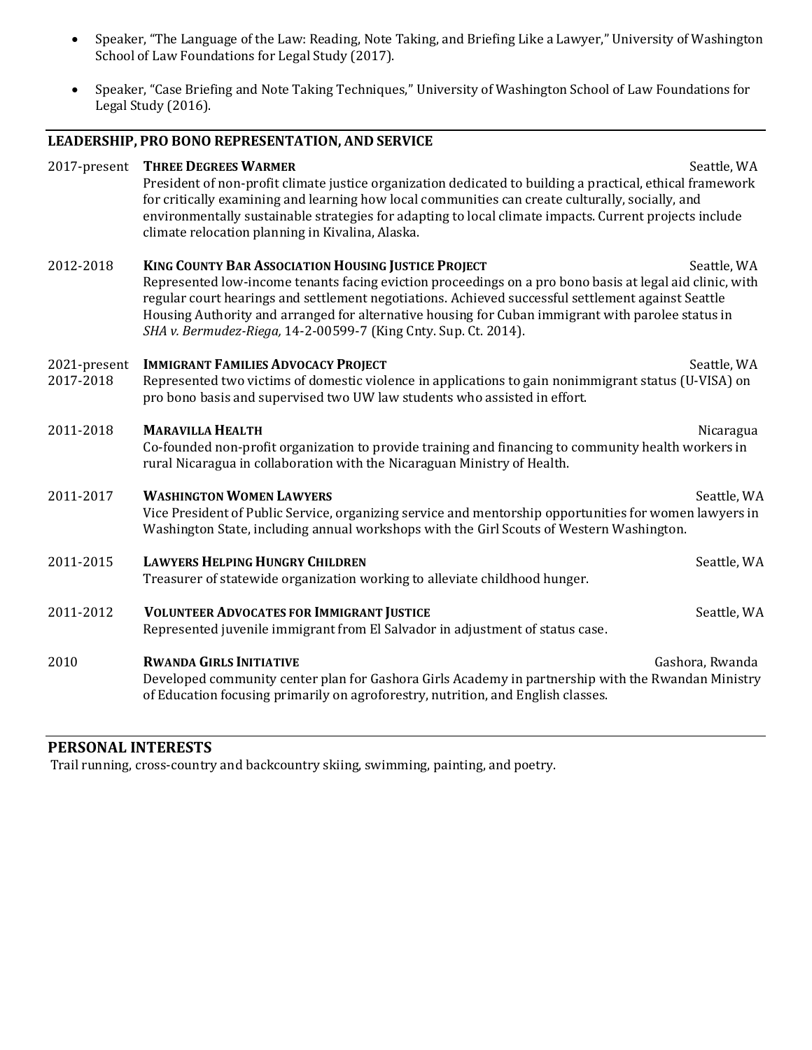- Speaker, "The Language of the Law: Reading, Note Taking, and Briefing Like a Lawyer," University of Washington School of Law Foundations for Legal Study (2017).

- Speaker, "Case Briefing and Note Taking Techniques," University of Washington School of Law Foundations for Legal Study (2016).

## LEADERSHIP, PRO BONO REPRESENTATION, AND SERVICE

2017-present **THREE DEGREES WARMER** Seattle, WA
President of non-profit climate justice organization dedicated to building a practical, ethical framework for critically examining and learning how local communities can create culturally, socially, and environmentally sustainable strategies for adapting to local climate impacts. Current projects include climate relocation planning in Kivalina, Alaska.

2012-2018 **KING COUNTY BAR ASSOCIATION HOUSING JUSTICE PROJECT** Seattle, WA
Represented low-income tenants facing eviction proceedings on a pro bono basis at legal aid clinic, with regular court hearings and settlement negotiations. Achieved successful settlement against Seattle Housing Authority and arranged for alternative housing for Cuban immigrant with parolee status in *SHA v. Bermudez-Riega,* 14-2-00599-7 (King Cnty. Sup. Ct. 2014).

2021-present
2017-2018 **IMMIGRANT FAMILIES ADVOCACY PROJECT** Seattle, WA
Represented two victims of domestic violence in applications to gain nonimmigrant status (U-VISA) on pro bono basis and supervised two UW law students who assisted in effort.

2011-2018 **MARAVILLA HEALTH** Nicaragua
Co-founded non-profit organization to provide training and financing to community health workers in rural Nicaragua in collaboration with the Nicaraguan Ministry of Health.

2011-2017 **WASHINGTON WOMEN LAWYERS** Seattle, WA
Vice President of Public Service, organizing service and mentorship opportunities for women lawyers in Washington State, including annual workshops with the Girl Scouts of Western Washington.

2011-2015 **LAWYERS HELPING HUNGRY CHILDREN** Seattle, WA
Treasurer of statewide organization working to alleviate childhood hunger.

2011-2012 **VOLUNTEER ADVOCATES FOR IMMIGRANT JUSTICE** Seattle, WA
Represented juvenile immigrant from El Salvador in adjustment of status case.

2010 **RWANDA GIRLS INITIATIVE** Gashora, Rwanda
Developed community center plan for Gashora Girls Academy in partnership with the Rwandan Ministry of Education focusing primarily on agroforestry, nutrition, and English classes.

## PERSONAL INTERESTS

Trail running, cross-country and backcountry skiing, swimming, painting, and poetry.